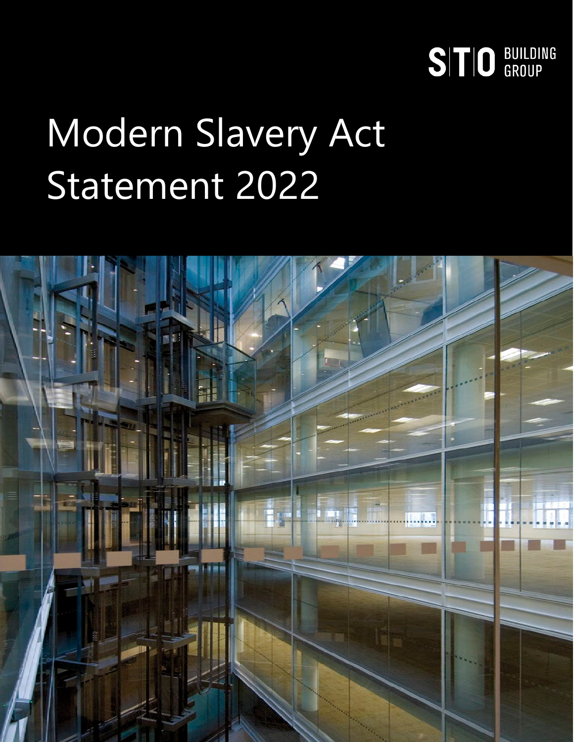STO BUILDING GROUP

# Modern Slavery Act Statement 2022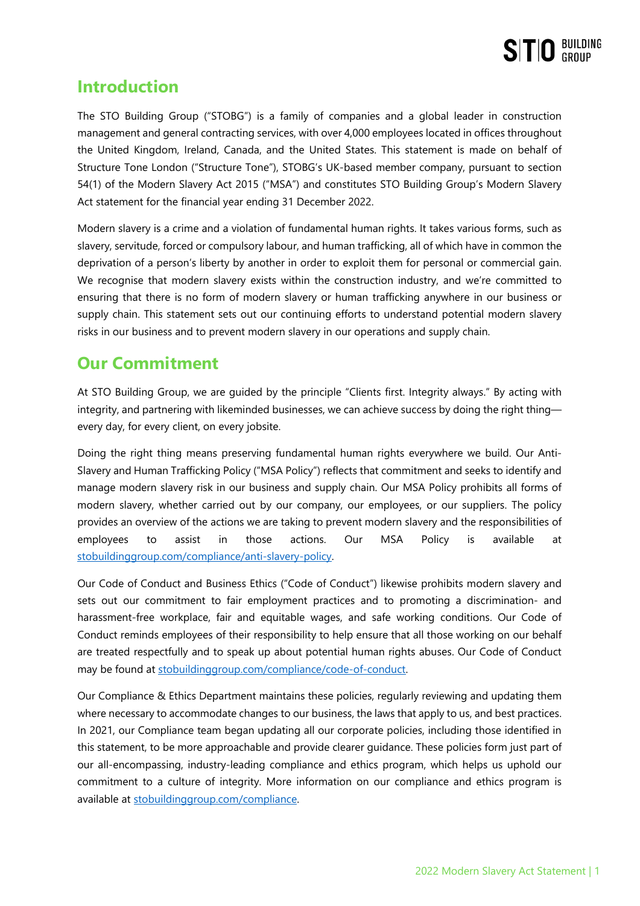## Introduction

The STO Building Group ("STOBG") is a family of companies and a global leader in construction management and general contracting services, with over 4,000 employees located in offices throughout the United Kingdom, Ireland, Canada, and the United States. This statement is made on behalf of Structure Tone London ("Structure Tone"), STOBG's UK-based member company, pursuant to section 54(1) of the Modern Slavery Act 2015 ("MSA") and constitutes STO Building Group's Modern Slavery Act statement for the financial year ending 31 December 2022.

Modern slavery is a crime and a violation of fundamental human rights. It takes various forms, such as slavery, servitude, forced or compulsory labour, and human trafficking, all of which have in common the deprivation of a person's liberty by another in order to exploit them for personal or commercial gain. We recognise that modern slavery exists within the construction industry, and we're committed to ensuring that there is no form of modern slavery or human trafficking anywhere in our business or supply chain. This statement sets out our continuing efforts to understand potential modern slavery risks in our business and to prevent modern slavery in our operations and supply chain.

## Our Commitment

At STO Building Group, we are guided by the principle "Clients first. Integrity always." By acting with integrity, and partnering with likeminded businesses, we can achieve success by doing the right thing—every day, for every client, on every jobsite.

Doing the right thing means preserving fundamental human rights everywhere we build. Our Anti-Slavery and Human Trafficking Policy ("MSA Policy") reflects that commitment and seeks to identify and manage modern slavery risk in our business and supply chain. Our MSA Policy prohibits all forms of modern slavery, whether carried out by our company, our employees, or our suppliers. The policy provides an overview of the actions we are taking to prevent modern slavery and the responsibilities of employees to assist in those actions. Our MSA Policy is available at stobuildinggroup.com/compliance/anti-slavery-policy.

Our Code of Conduct and Business Ethics ("Code of Conduct") likewise prohibits modern slavery and sets out our commitment to fair employment practices and to promoting a discrimination- and harassment-free workplace, fair and equitable wages, and safe working conditions. Our Code of Conduct reminds employees of their responsibility to help ensure that all those working on our behalf are treated respectfully and to speak up about potential human rights abuses. Our Code of Conduct may be found at stobuildinggroup.com/compliance/code-of-conduct.

Our Compliance & Ethics Department maintains these policies, regularly reviewing and updating them where necessary to accommodate changes to our business, the laws that apply to us, and best practices. In 2021, our Compliance team began updating all our corporate policies, including those identified in this statement, to be more approachable and provide clearer guidance. These policies form just part of our all-encompassing, industry-leading compliance and ethics program, which helps us uphold our commitment to a culture of integrity. More information on our compliance and ethics program is available at stobuildinggroup.com/compliance.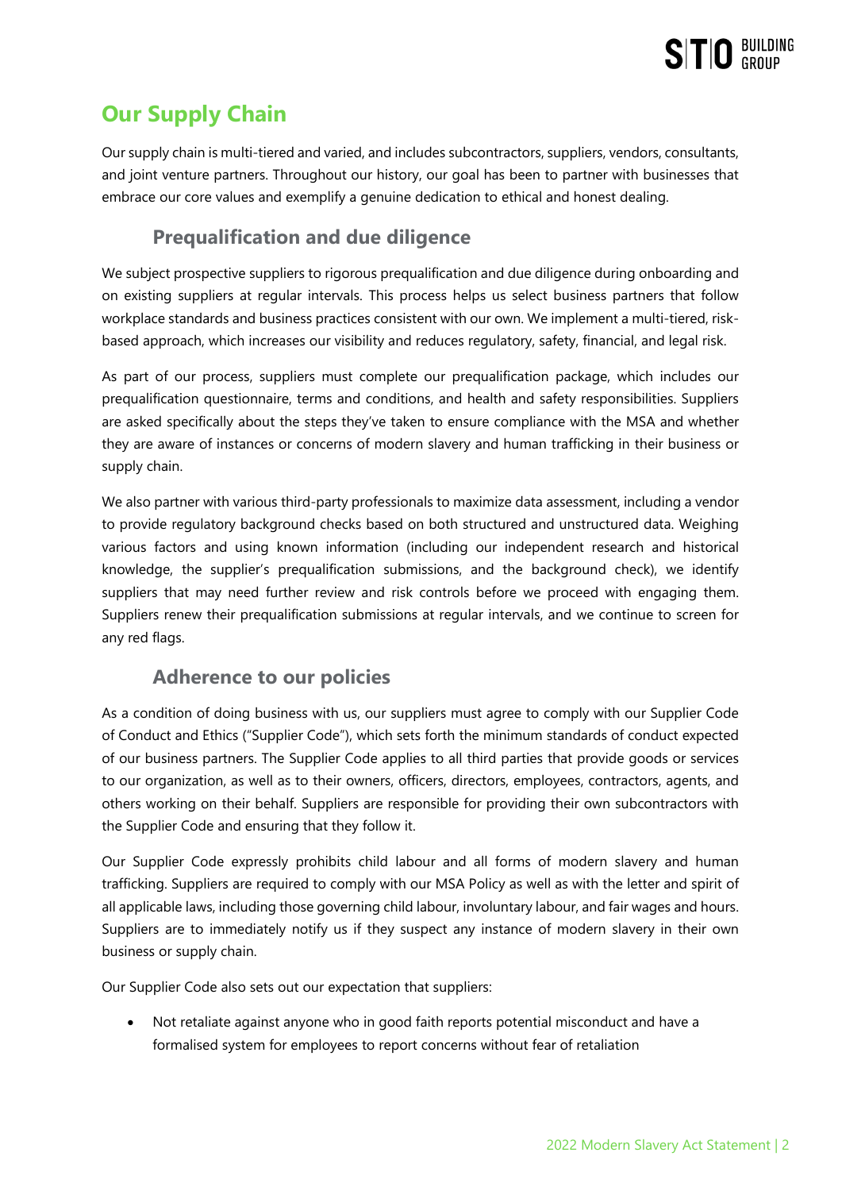# Our Supply Chain

Our supply chain is multi-tiered and varied, and includes subcontractors, suppliers, vendors, consultants, and joint venture partners. Throughout our history, our goal has been to partner with businesses that embrace our core values and exemplify a genuine dedication to ethical and honest dealing.

## Prequalification and due diligence

We subject prospective suppliers to rigorous prequalification and due diligence during onboarding and on existing suppliers at regular intervals. This process helps us select business partners that follow workplace standards and business practices consistent with our own. We implement a multi-tiered, risk-based approach, which increases our visibility and reduces regulatory, safety, financial, and legal risk.

As part of our process, suppliers must complete our prequalification package, which includes our prequalification questionnaire, terms and conditions, and health and safety responsibilities. Suppliers are asked specifically about the steps they've taken to ensure compliance with the MSA and whether they are aware of instances or concerns of modern slavery and human trafficking in their business or supply chain.

We also partner with various third-party professionals to maximize data assessment, including a vendor to provide regulatory background checks based on both structured and unstructured data. Weighing various factors and using known information (including our independent research and historical knowledge, the supplier's prequalification submissions, and the background check), we identify suppliers that may need further review and risk controls before we proceed with engaging them. Suppliers renew their prequalification submissions at regular intervals, and we continue to screen for any red flags.

## Adherence to our policies

As a condition of doing business with us, our suppliers must agree to comply with our Supplier Code of Conduct and Ethics ("Supplier Code"), which sets forth the minimum standards of conduct expected of our business partners. The Supplier Code applies to all third parties that provide goods or services to our organization, as well as to their owners, officers, directors, employees, contractors, agents, and others working on their behalf. Suppliers are responsible for providing their own subcontractors with the Supplier Code and ensuring that they follow it.

Our Supplier Code expressly prohibits child labour and all forms of modern slavery and human trafficking. Suppliers are required to comply with our MSA Policy as well as with the letter and spirit of all applicable laws, including those governing child labour, involuntary labour, and fair wages and hours. Suppliers are to immediately notify us if they suspect any instance of modern slavery in their own business or supply chain.

Our Supplier Code also sets out our expectation that suppliers:

- Not retaliate against anyone who in good faith reports potential misconduct and have a formalised system for employees to report concerns without fear of retaliation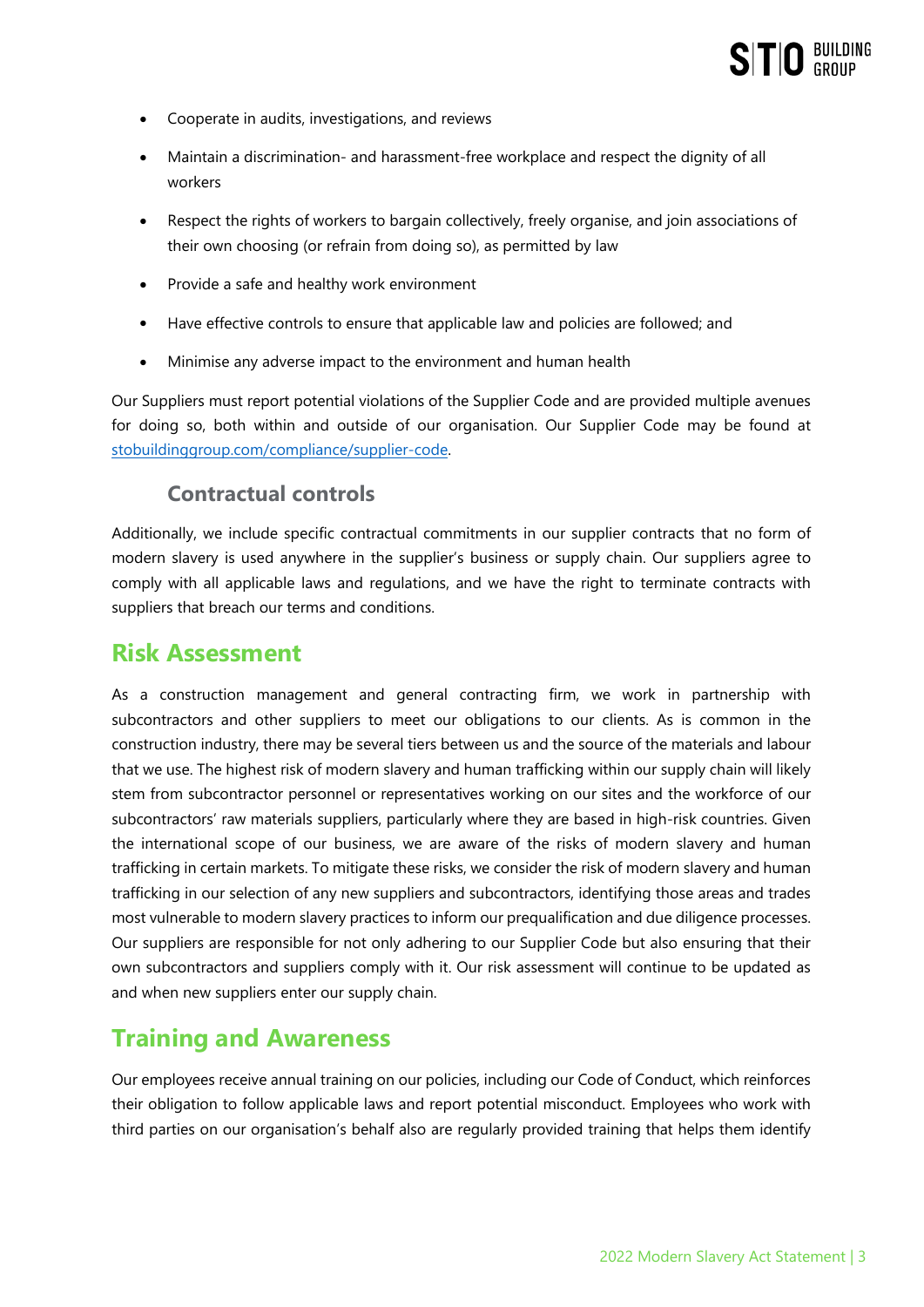- Cooperate in audits, investigations, and reviews
- Maintain a discrimination- and harassment-free workplace and respect the dignity of all workers
- Respect the rights of workers to bargain collectively, freely organise, and join associations of their own choosing (or refrain from doing so), as permitted by law
- Provide a safe and healthy work environment
- Have effective controls to ensure that applicable law and policies are followed; and
- Minimise any adverse impact to the environment and human health

Our Suppliers must report potential violations of the Supplier Code and are provided multiple avenues for doing so, both within and outside of our organisation. Our Supplier Code may be found at stobuildinggroup.com/compliance/supplier-code.

### Contractual controls

Additionally, we include specific contractual commitments in our supplier contracts that no form of modern slavery is used anywhere in the supplier's business or supply chain. Our suppliers agree to comply with all applicable laws and regulations, and we have the right to terminate contracts with suppliers that breach our terms and conditions.

## Risk Assessment

As a construction management and general contracting firm, we work in partnership with subcontractors and other suppliers to meet our obligations to our clients. As is common in the construction industry, there may be several tiers between us and the source of the materials and labour that we use. The highest risk of modern slavery and human trafficking within our supply chain will likely stem from subcontractor personnel or representatives working on our sites and the workforce of our subcontractors' raw materials suppliers, particularly where they are based in high-risk countries. Given the international scope of our business, we are aware of the risks of modern slavery and human trafficking in certain markets. To mitigate these risks, we consider the risk of modern slavery and human trafficking in our selection of any new suppliers and subcontractors, identifying those areas and trades most vulnerable to modern slavery practices to inform our prequalification and due diligence processes. Our suppliers are responsible for not only adhering to our Supplier Code but also ensuring that their own subcontractors and suppliers comply with it. Our risk assessment will continue to be updated as and when new suppliers enter our supply chain.

## Training and Awareness

Our employees receive annual training on our policies, including our Code of Conduct, which reinforces their obligation to follow applicable laws and report potential misconduct. Employees who work with third parties on our organisation's behalf also are regularly provided training that helps them identify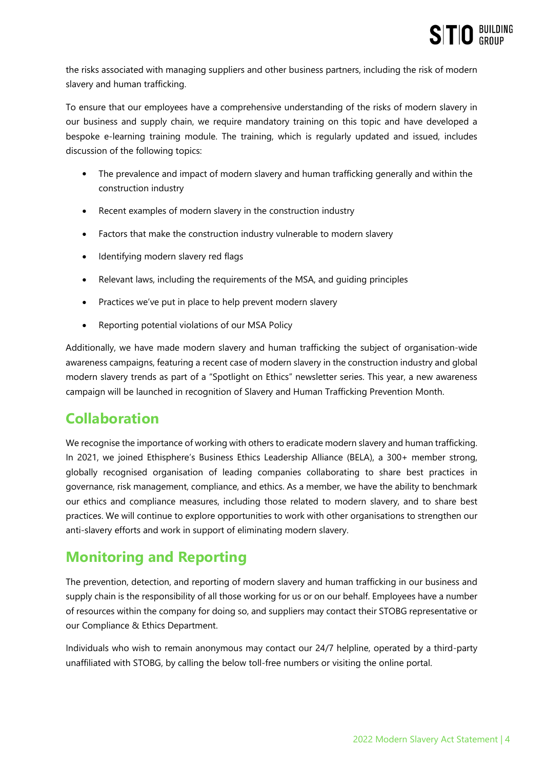the risks associated with managing suppliers and other business partners, including the risk of modern slavery and human trafficking.

To ensure that our employees have a comprehensive understanding of the risks of modern slavery in our business and supply chain, we require mandatory training on this topic and have developed a bespoke e-learning training module. The training, which is regularly updated and issued, includes discussion of the following topics:

- The prevalence and impact of modern slavery and human trafficking generally and within the construction industry
- Recent examples of modern slavery in the construction industry
- Factors that make the construction industry vulnerable to modern slavery
- Identifying modern slavery red flags
- Relevant laws, including the requirements of the MSA, and guiding principles
- Practices we've put in place to help prevent modern slavery
- Reporting potential violations of our MSA Policy

Additionally, we have made modern slavery and human trafficking the subject of organisation-wide awareness campaigns, featuring a recent case of modern slavery in the construction industry and global modern slavery trends as part of a "Spotlight on Ethics" newsletter series. This year, a new awareness campaign will be launched in recognition of Slavery and Human Trafficking Prevention Month.

## Collaboration

We recognise the importance of working with others to eradicate modern slavery and human trafficking. In 2021, we joined Ethisphere's Business Ethics Leadership Alliance (BELA), a 300+ member strong, globally recognised organisation of leading companies collaborating to share best practices in governance, risk management, compliance, and ethics. As a member, we have the ability to benchmark our ethics and compliance measures, including those related to modern slavery, and to share best practices. We will continue to explore opportunities to work with other organisations to strengthen our anti-slavery efforts and work in support of eliminating modern slavery.

## Monitoring and Reporting

The prevention, detection, and reporting of modern slavery and human trafficking in our business and supply chain is the responsibility of all those working for us or on our behalf. Employees have a number of resources within the company for doing so, and suppliers may contact their STOBG representative or our Compliance & Ethics Department.

Individuals who wish to remain anonymous may contact our 24/7 helpline, operated by a third-party unaffiliated with STOBG, by calling the below toll-free numbers or visiting the online portal.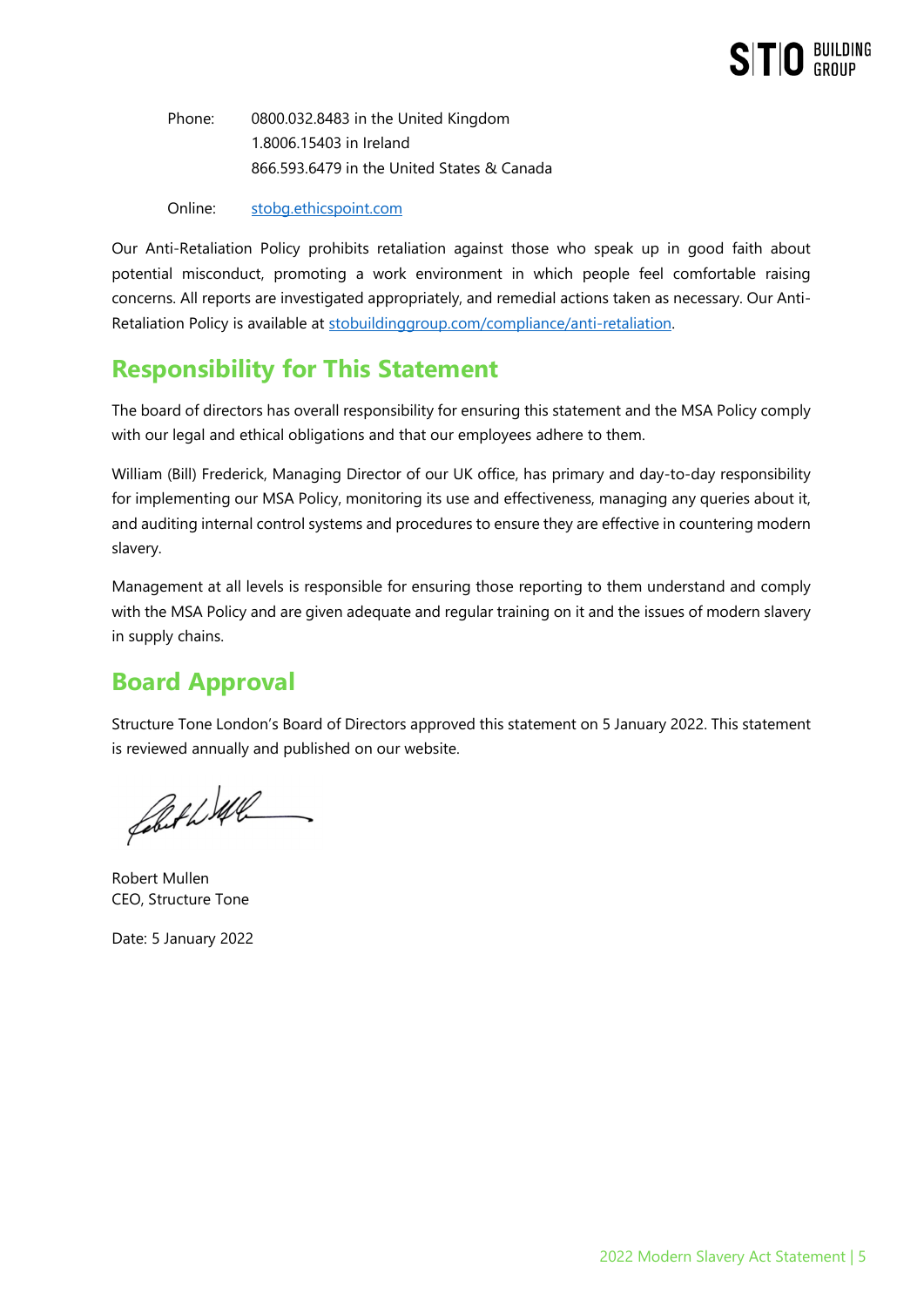Phone: 0800.032.8483 in the United Kingdom
1.8006.15403 in Ireland
866.593.6479 in the United States & Canada

Online: stobg.ethicspoint.com

Our Anti-Retaliation Policy prohibits retaliation against those who speak up in good faith about potential misconduct, promoting a work environment in which people feel comfortable raising concerns. All reports are investigated appropriately, and remedial actions taken as necessary. Our Anti-Retaliation Policy is available at stobuildinggroup.com/compliance/anti-retaliation.

## Responsibility for This Statement

The board of directors has overall responsibility for ensuring this statement and the MSA Policy comply with our legal and ethical obligations and that our employees adhere to them.

William (Bill) Frederick, Managing Director of our UK office, has primary and day-to-day responsibility for implementing our MSA Policy, monitoring its use and effectiveness, managing any queries about it, and auditing internal control systems and procedures to ensure they are effective in countering modern slavery.

Management at all levels is responsible for ensuring those reporting to them understand and comply with the MSA Policy and are given adequate and regular training on it and the issues of modern slavery in supply chains.

## Board Approval

Structure Tone London's Board of Directors approved this statement on 5 January 2022. This statement is reviewed annually and published on our website.

Robert Mullen
CEO, Structure Tone

Date: 5 January 2022